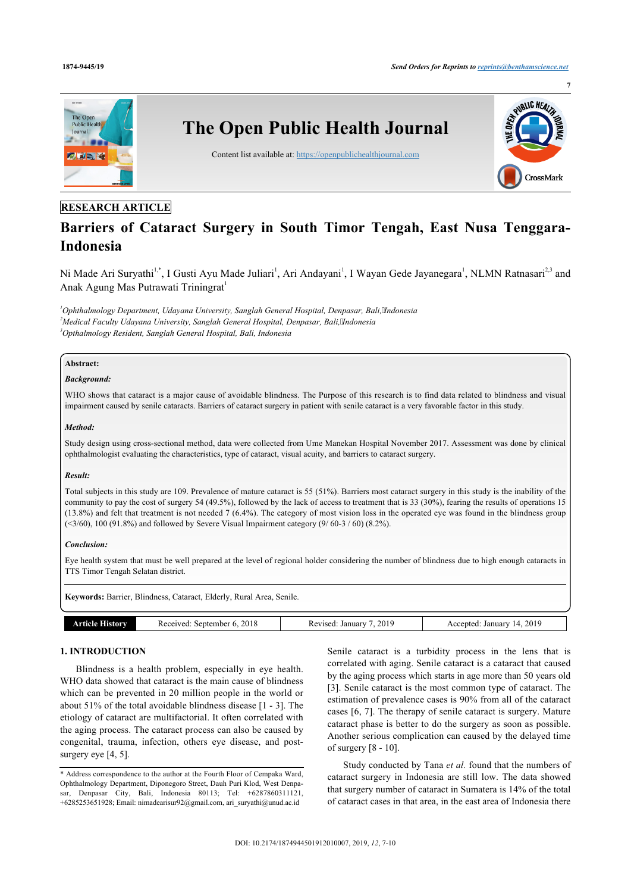RESEARCH ARTICLE

# Barriers of Cataract Surgery in South Timor Tengah, East Nusa Tenggara-Indonesia

Ni Made Ari Suryathi[1,*], I Gusti Ayu Made Juliari[1], Ari Andayani[1], I Wayan Gede Jayanegara[1], NLMN Ratnasari[2,3] and Anak Agung Mas Putrawati Triningrat[1]

[1]*Ophthalmology Department, Udayana University, Sanglah General Hospital, Denpasar, Bali, Indonesia*
[2]*Medical Faculty Udayana University, Sanglah General Hospital, Denpasar, Bali, Indonesia*
[3]*Opthalmology Resident, Sanglah General Hospital, Bali, Indonesia*

**Abstract:**

***Background:***

WHO shows that cataract is a major cause of avoidable blindness. The Purpose of this research is to find data related to blindness and visual impairment caused by senile cataracts. Barriers of cataract surgery in patient with senile cataract is a very favorable factor in this study.

***Method:***

Study design using cross-sectional method, data were collected from Ume Manekan Hospital November 2017. Assessment was done by clinical ophthalmologist evaluating the characteristics, type of cataract, visual acuity, and barriers to cataract surgery.

***Result:***

Total subjects in this study are 109. Prevalence of mature cataract is 55 (51%). Barriers most cataract surgery in this study is the inability of the community to pay the cost of surgery 54 (49.5%), followed by the lack of access to treatment that is 33 (30%), fearing the results of operations 15 (13.8%) and felt that treatment is not needed 7 (6.4%). The category of most vision loss in the operated eye was found in the blindness group (<3/60), 100 (91.8%) and followed by Severe Visual Impairment category (9/ 60-3 / 60) (8.2%).

***Conclusion:***

Eye health system that must be well prepared at the level of regional holder considering the number of blindness due to high enough cataracts in TTS Timor Tengah Selatan district.

**Keywords:** Barrier, Blindness, Cataract, Elderly, Rural Area, Senile.

| Article History | Received: September 6, 2018 | Revised: January 7, 2019 | Accepted: January 14, 2019 |
|---|---|---|---|

## 1. INTRODUCTION

Blindness is a health problem, especially in eye health. WHO data showed that cataract is the main cause of blindness which can be prevented in 20 million people in the world or about 51% of the total avoidable blindness disease [1 - 3]. The etiology of cataract are multifactorial. It often correlated with the aging process. The cataract process can also be caused by congenital, trauma, infection, others eye disease, and post-surgery eye [4, 5].

Senile cataract is a turbidity process in the lens that is correlated with aging. Senile cataract is a cataract that caused by the aging process which starts in age more than 50 years old [3]. Senile cataract is the most common type of cataract. The estimation of prevalence cases is 90% from all of the cataract cases [6, 7]. The therapy of senile cataract is surgery. Mature cataract phase is better to do the surgery as soon as possible. Another serious complication can caused by the delayed time of surgery [8 - 10].

Study conducted by Tana *et al.* found that the numbers of cataract surgery in Indonesia are still low. The data showed that surgery number of cataract in Sumatera is 14% of the total of cataract cases in that area, in the east area of Indonesia there

\* Address correspondence to the author at the Fourth Floor of Cempaka Ward, Ophthalmology Department, Diponegoro Street, Dauh Puri Klod, West Denpasar, Denpasar City, Bali, Indonesia 80113; Tel: +6287860311121, +6285253651928; Email: nimadearisur92@gmail.com, ari_suryathi@unud.ac.id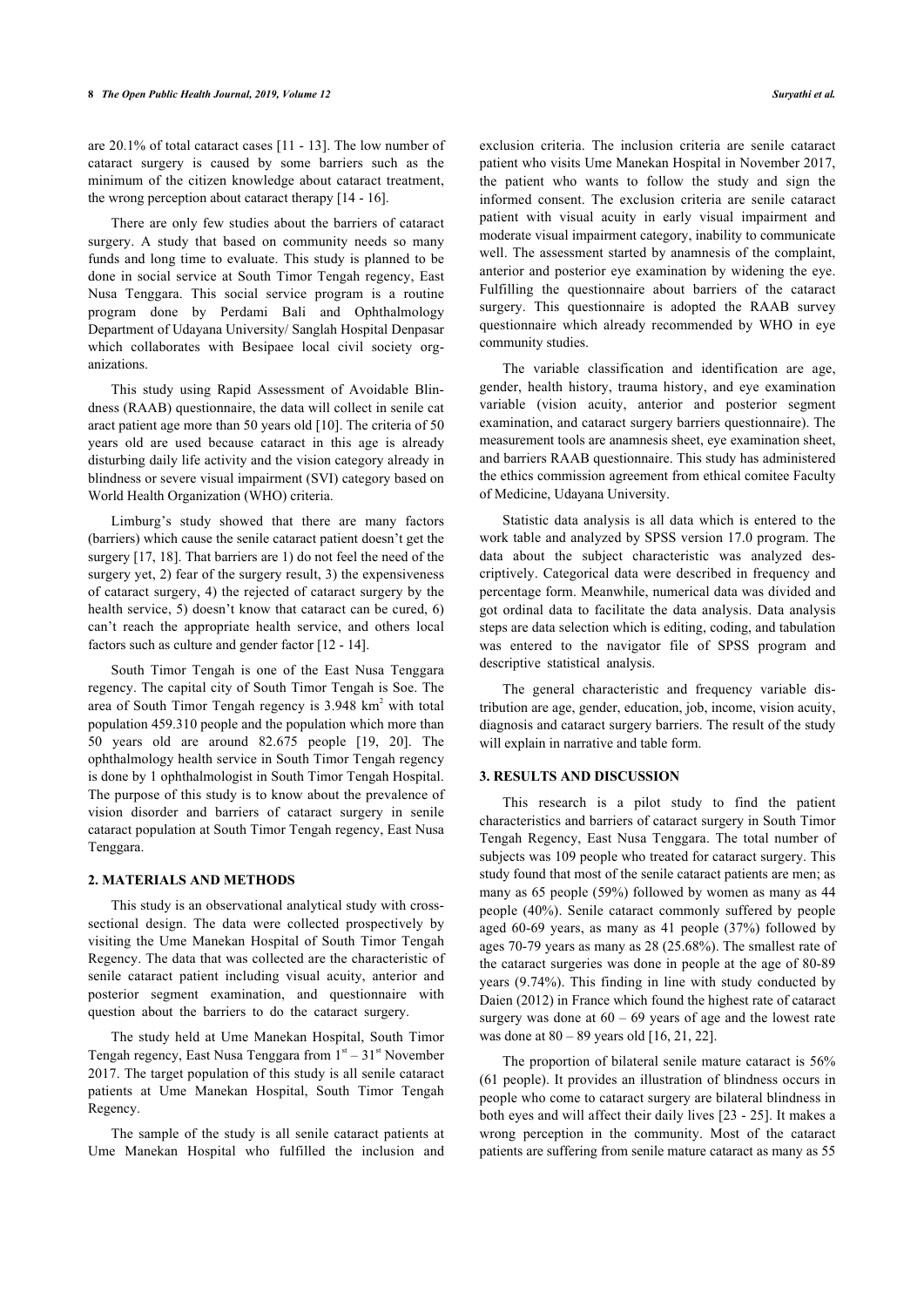are 20.1% of total cataract cases [11 - 13]. The low number of cataract surgery is caused by some barriers such as the minimum of the citizen knowledge about cataract treatment, the wrong perception about cataract therapy [14 - 16].

There are only few studies about the barriers of cataract surgery. A study that based on community needs so many funds and long time to evaluate. This study is planned to be done in social service at South Timor Tengah regency, East Nusa Tenggara. This social service program is a routine program done by Perdami Bali and Ophthalmology Department of Udayana University/ Sanglah Hospital Denpasar which collaborates with Besipaee local civil society organizations.

This study using Rapid Assessment of Avoidable Blindness (RAAB) questionnaire, the data will collect in senile cat aract patient age more than 50 years old [10]. The criteria of 50 years old are used because cataract in this age is already disturbing daily life activity and the vision category already in blindness or severe visual impairment (SVI) category based on World Health Organization (WHO) criteria.

Limburg's study showed that there are many factors (barriers) which cause the senile cataract patient doesn't get the surgery [17, 18]. That barriers are 1) do not feel the need of the surgery yet, 2) fear of the surgery result, 3) the expensiveness of cataract surgery, 4) the rejected of cataract surgery by the health service, 5) doesn't know that cataract can be cured, 6) can't reach the appropriate health service, and others local factors such as culture and gender factor [12 - 14].

South Timor Tengah is one of the East Nusa Tenggara regency. The capital city of South Timor Tengah is Soe. The area of South Timor Tengah regency is 3.948 $km^2$ with total population 459.310 people and the population which more than 50 years old are around 82.675 people [19, 20]. The ophthalmology health service in South Timor Tengah regency is done by 1 ophthalmologist in South Timor Tengah Hospital. The purpose of this study is to know about the prevalence of vision disorder and barriers of cataract surgery in senile cataract population at South Timor Tengah regency, East Nusa Tenggara.

## 2. MATERIALS AND METHODS

This study is an observational analytical study with cross-sectional design. The data were collected prospectively by visiting the Ume Manekan Hospital of South Timor Tengah Regency. The data that was collected are the characteristic of senile cataract patient including visual acuity, anterior and posterior segment examination, and questionnaire with question about the barriers to do the cataract surgery.

The study held at Ume Manekan Hospital, South Timor Tengah regency, East Nusa Tenggara from 1st – 31st November 2017. The target population of this study is all senile cataract patients at Ume Manekan Hospital, South Timor Tengah Regency.

The sample of the study is all senile cataract patients at Ume Manekan Hospital who fulfilled the inclusion and exclusion criteria. The inclusion criteria are senile cataract patient who visits Ume Manekan Hospital in November 2017, the patient who wants to follow the study and sign the informed consent. The exclusion criteria are senile cataract patient with visual acuity in early visual impairment and moderate visual impairment category, inability to communicate well. The assessment started by anamnesis of the complaint, anterior and posterior eye examination by widening the eye. Fulfilling the questionnaire about barriers of the cataract surgery. This questionnaire is adopted the RAAB survey questionnaire which already recommended by WHO in eye community studies.

The variable classification and identification are age, gender, health history, trauma history, and eye examination variable (vision acuity, anterior and posterior segment examination, and cataract surgery barriers questionnaire). The measurement tools are anamnesis sheet, eye examination sheet, and barriers RAAB questionnaire. This study has administered the ethics commission agreement from ethical comitee Faculty of Medicine, Udayana University.

Statistic data analysis is all data which is entered to the work table and analyzed by SPSS version 17.0 program. The data about the subject characteristic was analyzed descriptively. Categorical data were described in frequency and percentage form. Meanwhile, numerical data was divided and got ordinal data to facilitate the data analysis. Data analysis steps are data selection which is editing, coding, and tabulation was entered to the navigator file of SPSS program and descriptive statistical analysis.

The general characteristic and frequency variable distribution are age, gender, education, job, income, vision acuity, diagnosis and cataract surgery barriers. The result of the study will explain in narrative and table form.

## 3. RESULTS AND DISCUSSION

This research is a pilot study to find the patient characteristics and barriers of cataract surgery in South Timor Tengah Regency, East Nusa Tenggara. The total number of subjects was 109 people who treated for cataract surgery. This study found that most of the senile cataract patients are men; as many as 65 people (59%) followed by women as many as 44 people (40%). Senile cataract commonly suffered by people aged 60-69 years, as many as 41 people (37%) followed by ages 70-79 years as many as 28 (25.68%). The smallest rate of the cataract surgeries was done in people at the age of 80-89 years (9.74%). This finding in line with study conducted by Daien (2012) in France which found the highest rate of cataract surgery was done at 60 – 69 years of age and the lowest rate was done at 80 – 89 years old [16, 21, 22].

The proportion of bilateral senile mature cataract is 56% (61 people). It provides an illustration of blindness occurs in people who come to cataract surgery are bilateral blindness in both eyes and will affect their daily lives [23 - 25]. It makes a wrong perception in the community. Most of the cataract patients are suffering from senile mature cataract as many as 55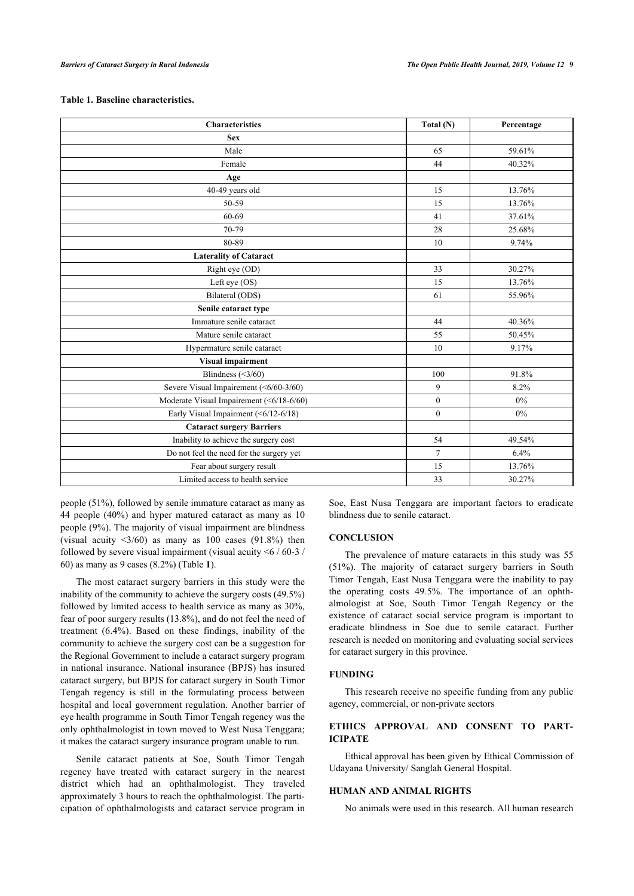**Table 1. Baseline characteristics.**

| Characteristics | Total (N) | Percentage |
|---|---|---|
| **Sex** | | |
| Male | 65 | 59.61% |
| Female | 44 | 40.32% |
| **Age** | | |
| 40-49 years old | 15 | 13.76% |
| 50-59 | 15 | 13.76% |
| 60-69 | 41 | 37.61% |
| 70-79 | 28 | 25.68% |
| 80-89 | 10 | 9.74% |
| **Laterality of Cataract** | | |
| Right eye (OD) | 33 | 30.27% |
| Left eye (OS) | 15 | 13.76% |
| Bilateral (ODS) | 61 | 55.96% |
| **Senile cataract type** | | |
| Immature senile cataract | 44 | 40.36% |
| Mature senile cataract | 55 | 50.45% |
| Hypermature senile cataract | 10 | 9.17% |
| **Visual impairment** | | |
| Blindness (<3/60) | 100 | 91.8% |
| Severe Visual Impairement (<6/60-3/60) | 9 | 8.2% |
| Moderate Visual Impairement (<6/18-6/60) | 0 | 0% |
| Early Visual Impairment (<6/12-6/18) | 0 | 0% |
| **Cataract surgery Barriers** | | |
| Inability to achieve the surgery cost | 54 | 49.54% |
| Do not feel the need for the surgery yet | 7 | 6.4% |
| Fear about surgery result | 15 | 13.76% |
| Limited access to health service | 33 | 30.27% |

people (51%), followed by senile immature cataract as many as 44 people (40%) and hyper matured cataract as many as 10 people (9%). The majority of visual impairment are blindness (visual acuity <3/60) as many as 100 cases (91.8%) then followed by severe visual impairment (visual acuity <6 / 60-3 / 60) as many as 9 cases (8.2%) (Table **1**).

The most cataract surgery barriers in this study were the inability of the community to achieve the surgery costs (49.5%) followed by limited access to health service as many as 30%, fear of poor surgery results (13.8%), and do not feel the need of treatment (6.4%). Based on these findings, inability of the community to achieve the surgery cost can be a suggestion for the Regional Government to include a cataract surgery program in national insurance. National insurance (BPJS) has insured cataract surgery, but BPJS for cataract surgery in South Timor Tengah regency is still in the formulating process between hospital and local government regulation. Another barrier of eye health programme in South Timor Tengah regency was the only ophthalmologist in town moved to West Nusa Tenggara; it makes the cataract surgery insurance program unable to run.

Senile cataract patients at Soe, South Timor Tengah regency have treated with cataract surgery in the nearest district which had an ophthalmologist. They traveled approximately 3 hours to reach the ophthalmologist. The participation of ophthalmologists and cataract service program in Soe, East Nusa Tenggara are important factors to eradicate blindness due to senile cataract.

## CONCLUSION

The prevalence of mature cataracts in this study was 55 (51%). The majority of cataract surgery barriers in South Timor Tengah, East Nusa Tenggara were the inability to pay the operating costs 49.5%. The importance of an ophthalmologist at Soe, South Timor Tengah Regency or the existence of cataract social service program is important to eradicate blindness in Soe due to senile cataract. Further research is needed on monitoring and evaluating social services for cataract surgery in this province.

## FUNDING

This research receive no specific funding from any public agency, commercial, or non-private sectors

## ETHICS APPROVAL AND CONSENT TO PARTICIPATE

Ethical approval has been given by Ethical Commission of Udayana University/ Sanglah General Hospital.

## HUMAN AND ANIMAL RIGHTS

No animals were used in this research. All human research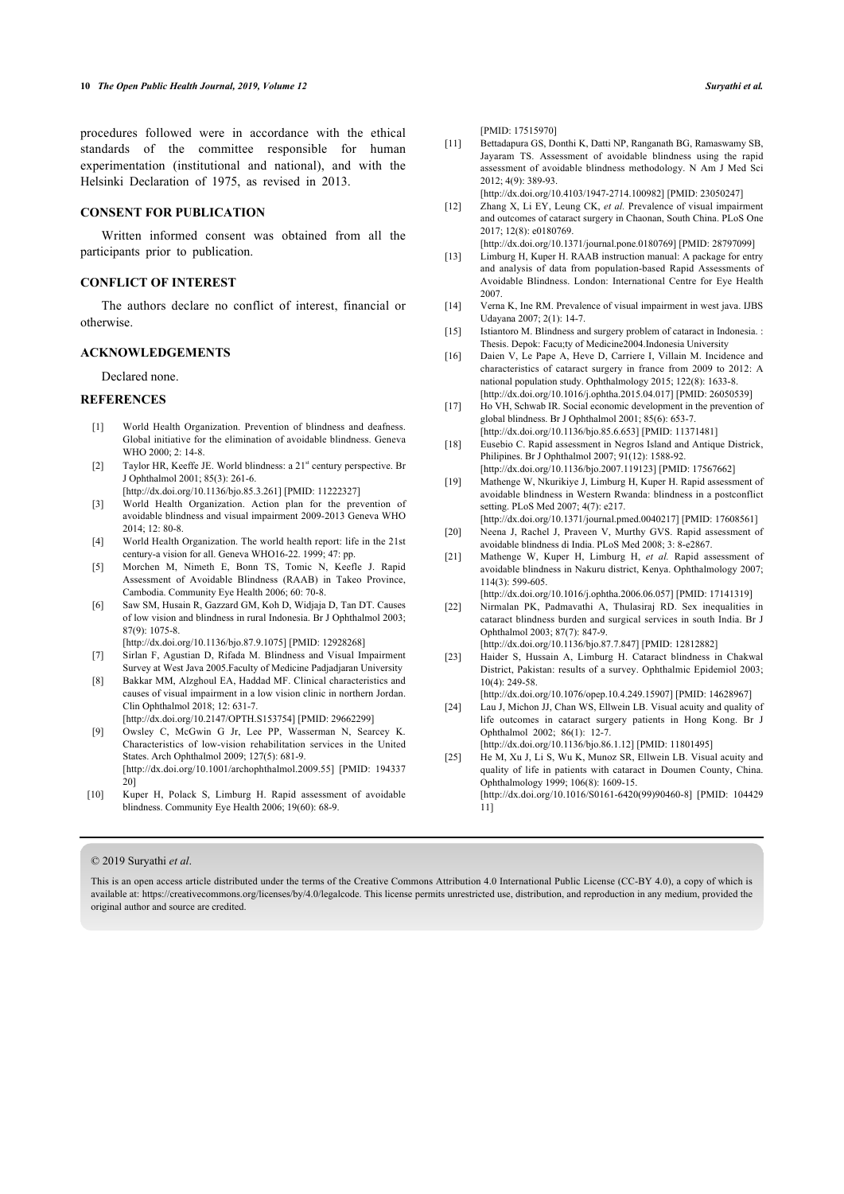procedures followed were in accordance with the ethical standards of the committee responsible for human experimentation (institutional and national), and with the Helsinki Declaration of 1975, as revised in 2013.

## CONSENT FOR PUBLICATION

Written informed consent was obtained from all the participants prior to publication.

## CONFLICT OF INTEREST

The authors declare no conflict of interest, financial or otherwise.

## ACKNOWLEDGEMENTS

Declared none.

## REFERENCES

[1] World Health Organization. Prevention of blindness and deafness. Global initiative for the elimination of avoidable blindness. Geneva WHO 2000; 2: 14-8.

[2] Taylor HR, Keeffe JE. World blindness: a 21st century perspective. Br J Ophthalmol 2001; 85(3): 261-6. [http://dx.doi.org/10.1136/bjo.85.3.261] [PMID: 11222327]

[3] World Health Organization. Action plan for the prevention of avoidable blindness and visual impairment 2009-2013 Geneva WHO 2014; 12: 80-8.

[4] World Health Organization. The world health report: life in the 21st century-a vision for all. Geneva WHO16-22. 1999; 47: pp.

[5] Morchen M, Nimeth E, Bonn TS, Tomic N, Keefle J. Rapid Assessment of Avoidable Blindness (RAAB) in Takeo Province, Cambodia. Community Eye Health 2006; 60: 70-8.

[6] Saw SM, Husain R, Gazzard GM, Koh D, Widjaja D, Tan DT. Causes of low vision and blindness in rural Indonesia. Br J Ophthalmol 2003; 87(9): 1075-8. [http://dx.doi.org/10.1136/bjo.87.9.1075] [PMID: 12928268]

[7] Sirlan F, Agustian D, Rifada M. Blindness and Visual Impairment Survey at West Java 2005.Faculty of Medicine Padjadjaran University

[8] Bakkar MM, Alzghoul EA, Haddad MF. Clinical characteristics and causes of visual impairment in a low vision clinic in northern Jordan. Clin Ophthalmol 2018; 12: 631-7. [http://dx.doi.org/10.2147/OPTH.S153754] [PMID: 29662299]

[9] Owsley C, McGwin G Jr, Lee PP, Wasserman N, Searcey K. Characteristics of low-vision rehabilitation services in the United States. Arch Ophthalmol 2009; 127(5): 681-9. [http://dx.doi.org/10.1001/archophthalmol.2009.55] [PMID: 19433720]

[10] Kuper H, Polack S, Limburg H. Rapid assessment of avoidable blindness. Community Eye Health 2006; 19(60): 68-9. [PMID: 17515970]

[11] Bettadapura GS, Donthi K, Datti NP, Ranganath BG, Ramaswamy SB, Jayaram TS. Assessment of avoidable blindness using the rapid assessment of avoidable blindness methodology. N Am J Med Sci 2012; 4(9): 389-93. [http://dx.doi.org/10.4103/1947-2714.100982] [PMID: 23050247]

[12] Zhang X, Li EY, Leung CK, *et al.* Prevalence of visual impairment and outcomes of cataract surgery in Chaonan, South China. PLoS One 2017; 12(8): e0180769. [http://dx.doi.org/10.1371/journal.pone.0180769] [PMID: 28797099]

[13] Limburg H, Kuper H. RAAB instruction manual: A package for entry and analysis of data from population-based Rapid Assessments of Avoidable Blindness. London: International Centre for Eye Health 2007.

[14] Verna K, Ine RM. Prevalence of visual impairment in west java. IJBS Udayana 2007; 2(1): 14-7.

[15] Istiantoro M. Blindness and surgery problem of cataract in Indonesia. : Thesis. Depok: Facu;ty of Medicine2004.Indonesia University

[16] Daien V, Le Pape A, Heve D, Carriere I, Villain M. Incidence and characteristics of cataract surgery in france from 2009 to 2012: A national population study. Ophthalmology 2015; 122(8): 1633-8. [http://dx.doi.org/10.1016/j.ophtha.2015.04.017] [PMID: 26050539]

[17] Ho VH, Schwab IR. Social economic development in the prevention of global blindness. Br J Ophthalmol 2001; 85(6): 653-7. [http://dx.doi.org/10.1136/bjo.85.6.653] [PMID: 11371481]

[18] Eusebio C. Rapid assessment in Negros Island and Antique District, Philipines. Br J Ophthalmol 2007; 91(12): 1588-92. [http://dx.doi.org/10.1136/bjo.2007.119123] [PMID: 17567662]

[19] Mathenge W, Nkurikiye J, Limburg H, Kuper H. Rapid assessment of avoidable blindness in Western Rwanda: blindness in a postconflict setting. PLoS Med 2007; 4(7): e217. [http://dx.doi.org/10.1371/journal.pmed.0040217] [PMID: 17608561]

[20] Neena J, Rachel J, Praveen V, Murthy GVS. Rapid assessment of avoidable blindness di India. PLoS Med 2008; 3: 8-e2867.

[21] Mathenge W, Kuper H, Limburg H, *et al.* Rapid assessment of avoidable blindness in Nakuru district, Kenya. Ophthalmology 2007; 114(3): 599-605. [http://dx.doi.org/10.1016/j.ophtha.2006.06.057] [PMID: 17141319]

[22] Nirmalan PK, Padmavathi A, Thulasiraj RD. Sex inequalities in cataract blindness burden and surgical services in south India. Br J Ophthalmol 2003; 87(7): 847-9. [http://dx.doi.org/10.1136/bjo.87.7.847] [PMID: 12812882]

[23] Haider S, Hussain A, Limburg H. Cataract blindness in Chakwal District, Pakistan: results of a survey. Ophthalmic Epidemiol 2003; 10(4): 249-58. [http://dx.doi.org/10.1076/opep.10.4.249.15907] [PMID: 14628967]

[24] Lau J, Michon JJ, Chan WS, Ellwein LB. Visual acuity and quality of life outcomes in cataract surgery patients in Hong Kong. Br J Ophthalmol 2002; 86(1): 12-7. [http://dx.doi.org/10.1136/bjo.86.1.12] [PMID: 11801495]

[25] He M, Xu J, Li S, Wu K, Munoz SR, Ellwein LB. Visual acuity and quality of life in patients with cataract in Doumen County, China. Ophthalmology 1999; 106(8): 1609-15. [http://dx.doi.org/10.1016/S0161-6420(99)90460-8] [PMID: 10442911]

© 2019 Suryathi *et al*.

This is an open access article distributed under the terms of the Creative Commons Attribution 4.0 International Public License (CC-BY 4.0), a copy of which is available at: https://creativecommons.org/licenses/by/4.0/legalcode. This license permits unrestricted use, distribution, and reproduction in any medium, provided the original author and source are credited.